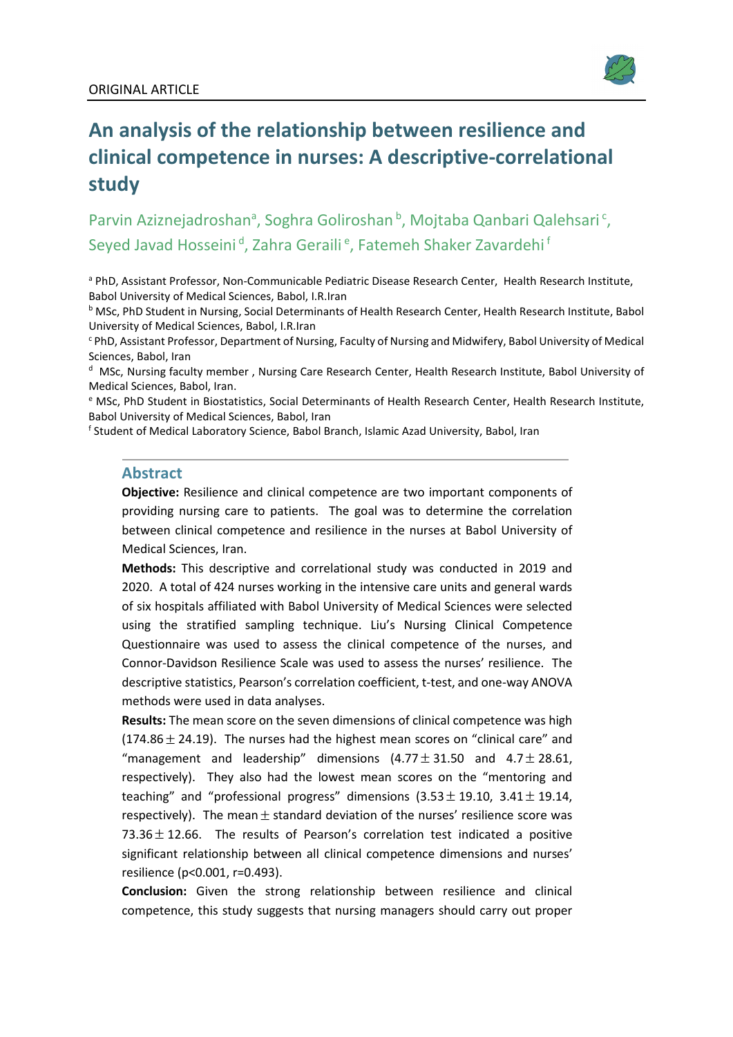ORIGINAL ARTICLE

# An analysis of the relationship between resilience and clinical competence in nurses: A descriptive-correlational study

Parvin Aziznejadroshan[a], Soghra Goliroshan[b], Mojtaba Qanbari Qalehsari[c], Seyed Javad Hosseini[d], Zahra Geraili[e], Fatemeh Shaker Zavardehi[f]

[a] PhD, Assistant Professor, Non-Communicable Pediatric Disease Research Center, Health Research Institute, Babol University of Medical Sciences, Babol, I.R.Iran

[b] MSc, PhD Student in Nursing, Social Determinants of Health Research Center, Health Research Institute, Babol University of Medical Sciences, Babol, I.R.Iran

[c] PhD, Assistant Professor, Department of Nursing, Faculty of Nursing and Midwifery, Babol University of Medical Sciences, Babol, Iran

[d] MSc, Nursing faculty member , Nursing Care Research Center, Health Research Institute, Babol University of Medical Sciences, Babol, Iran.

[e] MSc, PhD Student in Biostatistics, Social Determinants of Health Research Center, Health Research Institute, Babol University of Medical Sciences, Babol, Iran

[f] Student of Medical Laboratory Science, Babol Branch, Islamic Azad University, Babol, Iran

## Abstract

**Objective:** Resilience and clinical competence are two important components of providing nursing care to patients. The goal was to determine the correlation between clinical competence and resilience in the nurses at Babol University of Medical Sciences, Iran.

**Methods:** This descriptive and correlational study was conducted in 2019 and 2020. A total of 424 nurses working in the intensive care units and general wards of six hospitals affiliated with Babol University of Medical Sciences were selected using the stratified sampling technique. Liu's Nursing Clinical Competence Questionnaire was used to assess the clinical competence of the nurses, and Connor-Davidson Resilience Scale was used to assess the nurses' resilience. The descriptive statistics, Pearson's correlation coefficient, t-test, and one-way ANOVA methods were used in data analyses.

**Results:** The mean score on the seven dimensions of clinical competence was high ($174.86 \pm 24.19$). The nurses had the highest mean scores on "clinical care" and "management and leadership" dimensions ($4.77 \pm 31.50$ and $4.7 \pm 28.61$, respectively). They also had the lowest mean scores on the "mentoring and teaching" and "professional progress" dimensions ($3.53 \pm 19.10$, $3.41 \pm 19.14$, respectively). The mean $\pm$ standard deviation of the nurses' resilience score was $73.36 \pm 12.66$. The results of Pearson's correlation test indicated a positive significant relationship between all clinical competence dimensions and nurses' resilience ($p<0.001$, $r=0.493$).

**Conclusion:** Given the strong relationship between resilience and clinical competence, this study suggests that nursing managers should carry out proper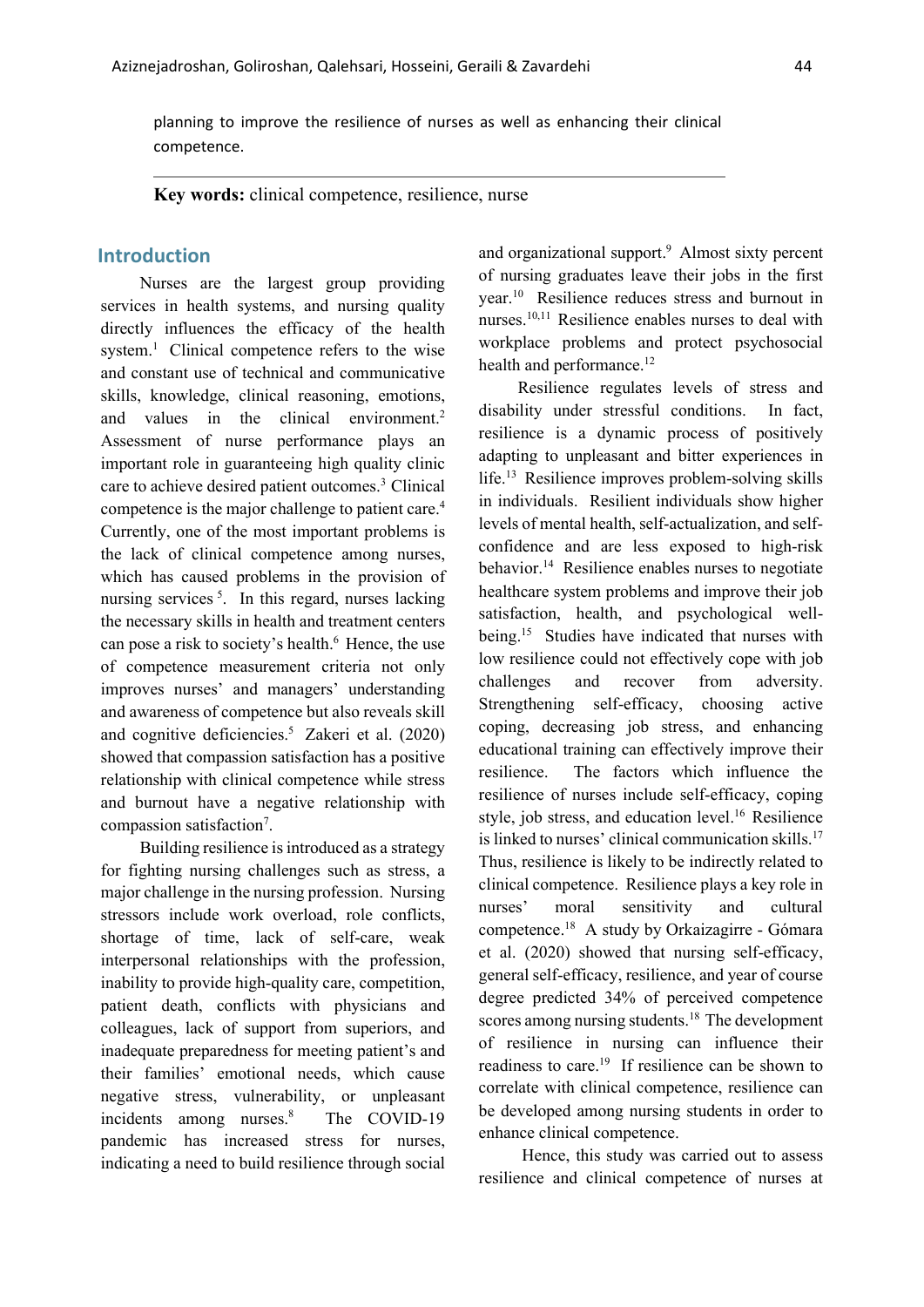planning to improve the resilience of nurses as well as enhancing their clinical competence.

**Key words:** clinical competence, resilience, nurse

## Introduction

Nurses are the largest group providing services in health systems, and nursing quality directly influences the efficacy of the health system.[1] Clinical competence refers to the wise and constant use of technical and communicative skills, knowledge, clinical reasoning, emotions, and values in the clinical environment.[2] Assessment of nurse performance plays an important role in guaranteeing high quality clinic care to achieve desired patient outcomes.[3] Clinical competence is the major challenge to patient care.[4] Currently, one of the most important problems is the lack of clinical competence among nurses, which has caused problems in the provision of nursing services [5]. In this regard, nurses lacking the necessary skills in health and treatment centers can pose a risk to society's health.[6] Hence, the use of competence measurement criteria not only improves nurses' and managers' understanding and awareness of competence but also reveals skill and cognitive deficiencies.[5] Zakeri et al. (2020) showed that compassion satisfaction has a positive relationship with clinical competence while stress and burnout have a negative relationship with compassion satisfaction[7].

Building resilience is introduced as a strategy for fighting nursing challenges such as stress, a major challenge in the nursing profession. Nursing stressors include work overload, role conflicts, shortage of time, lack of self-care, weak interpersonal relationships with the profession, inability to provide high-quality care, competition, patient death, conflicts with physicians and colleagues, lack of support from superiors, and inadequate preparedness for meeting patient's and their families' emotional needs, which cause negative stress, vulnerability, or unpleasant incidents among nurses.[8] The COVID-19 pandemic has increased stress for nurses, indicating a need to build resilience through social and organizational support.[9] Almost sixty percent of nursing graduates leave their jobs in the first year.[10] Resilience reduces stress and burnout in nurses.[10,11] Resilience enables nurses to deal with workplace problems and protect psychosocial health and performance.[12]

Resilience regulates levels of stress and disability under stressful conditions. In fact, resilience is a dynamic process of positively adapting to unpleasant and bitter experiences in life.[13] Resilience improves problem-solving skills in individuals. Resilient individuals show higher levels of mental health, self-actualization, and self-confidence and are less exposed to high-risk behavior.[14] Resilience enables nurses to negotiate healthcare system problems and improve their job satisfaction, health, and psychological well-being.[15] Studies have indicated that nurses with low resilience could not effectively cope with job challenges and recover from adversity. Strengthening self-efficacy, choosing active coping, decreasing job stress, and enhancing educational training can effectively improve their resilience. The factors which influence the resilience of nurses include self-efficacy, coping style, job stress, and education level.[16] Resilience is linked to nurses' clinical communication skills.[17] Thus, resilience is likely to be indirectly related to clinical competence. Resilience plays a key role in nurses' moral sensitivity and cultural competence.[18] A study by Orkaizagirre - Gómara et al. (2020) showed that nursing self-efficacy, general self-efficacy, resilience, and year of course degree predicted 34% of perceived competence scores among nursing students.[18] The development of resilience in nursing can influence their readiness to care.[19] If resilience can be shown to correlate with clinical competence, resilience can be developed among nursing students in order to enhance clinical competence.

Hence, this study was carried out to assess resilience and clinical competence of nurses at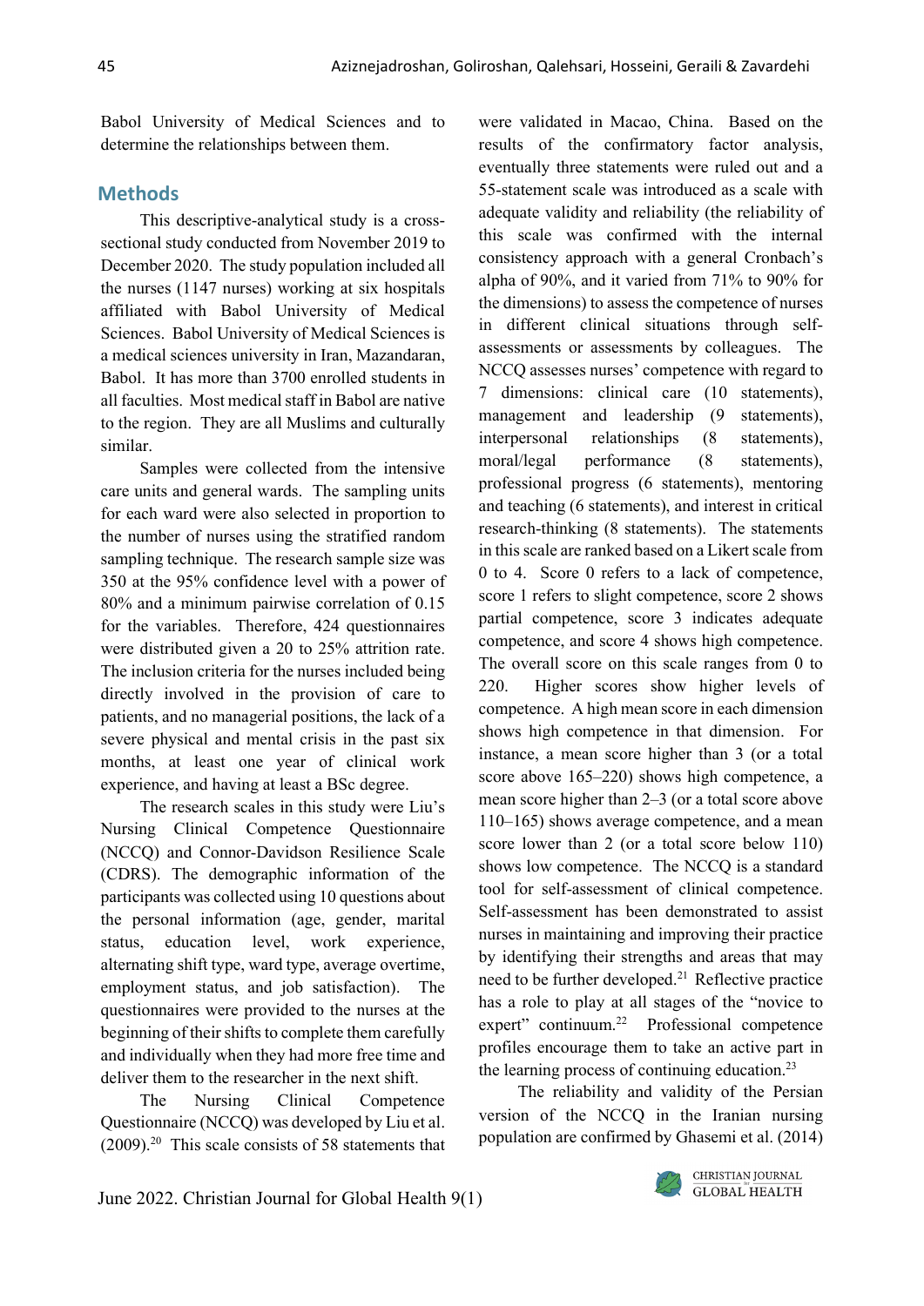Babol University of Medical Sciences and to determine the relationships between them.

## Methods

This descriptive-analytical study is a cross-sectional study conducted from November 2019 to December 2020. The study population included all the nurses (1147 nurses) working at six hospitals affiliated with Babol University of Medical Sciences. Babol University of Medical Sciences is a medical sciences university in Iran, Mazandaran, Babol. It has more than 3700 enrolled students in all faculties. Most medical staff in Babol are native to the region. They are all Muslims and culturally similar.

Samples were collected from the intensive care units and general wards. The sampling units for each ward were also selected in proportion to the number of nurses using the stratified random sampling technique. The research sample size was 350 at the 95% confidence level with a power of 80% and a minimum pairwise correlation of 0.15 for the variables. Therefore, 424 questionnaires were distributed given a 20 to 25% attrition rate. The inclusion criteria for the nurses included being directly involved in the provision of care to patients, and no managerial positions, the lack of a severe physical and mental crisis in the past six months, at least one year of clinical work experience, and having at least a BSc degree.

The research scales in this study were Liu's Nursing Clinical Competence Questionnaire (NCCQ) and Connor-Davidson Resilience Scale (CDRS). The demographic information of the participants was collected using 10 questions about the personal information (age, gender, marital status, education level, work experience, alternating shift type, ward type, average overtime, employment status, and job satisfaction). The questionnaires were provided to the nurses at the beginning of their shifts to complete them carefully and individually when they had more free time and deliver them to the researcher in the next shift.

The Nursing Clinical Competence Questionnaire (NCCQ) was developed by Liu et al. (2009).[20] This scale consists of 58 statements that were validated in Macao, China. Based on the results of the confirmatory factor analysis, eventually three statements were ruled out and a 55-statement scale was introduced as a scale with adequate validity and reliability (the reliability of this scale was confirmed with the internal consistency approach with a general Cronbach's alpha of 90%, and it varied from 71% to 90% for the dimensions) to assess the competence of nurses in different clinical situations through self-assessments or assessments by colleagues. The NCCQ assesses nurses' competence with regard to 7 dimensions: clinical care (10 statements), management and leadership (9 statements), interpersonal relationships (8 statements), moral/legal performance (8 statements), professional progress (6 statements), mentoring and teaching (6 statements), and interest in critical research-thinking (8 statements). The statements in this scale are ranked based on a Likert scale from 0 to 4. Score 0 refers to a lack of competence, score 1 refers to slight competence, score 2 shows partial competence, score 3 indicates adequate competence, and score 4 shows high competence. The overall score on this scale ranges from 0 to 220. Higher scores show higher levels of competence. A high mean score in each dimension shows high competence in that dimension. For instance, a mean score higher than 3 (or a total score above 165–220) shows high competence, a mean score higher than 2–3 (or a total score above 110–165) shows average competence, and a mean score lower than 2 (or a total score below 110) shows low competence. The NCCQ is a standard tool for self-assessment of clinical competence. Self-assessment has been demonstrated to assist nurses in maintaining and improving their practice by identifying their strengths and areas that may need to be further developed.[21] Reflective practice has a role to play at all stages of the "novice to expert" continuum.[22] Professional competence profiles encourage them to take an active part in the learning process of continuing education.[23]

The reliability and validity of the Persian version of the NCCQ in the Iranian nursing population are confirmed by Ghasemi et al. (2014)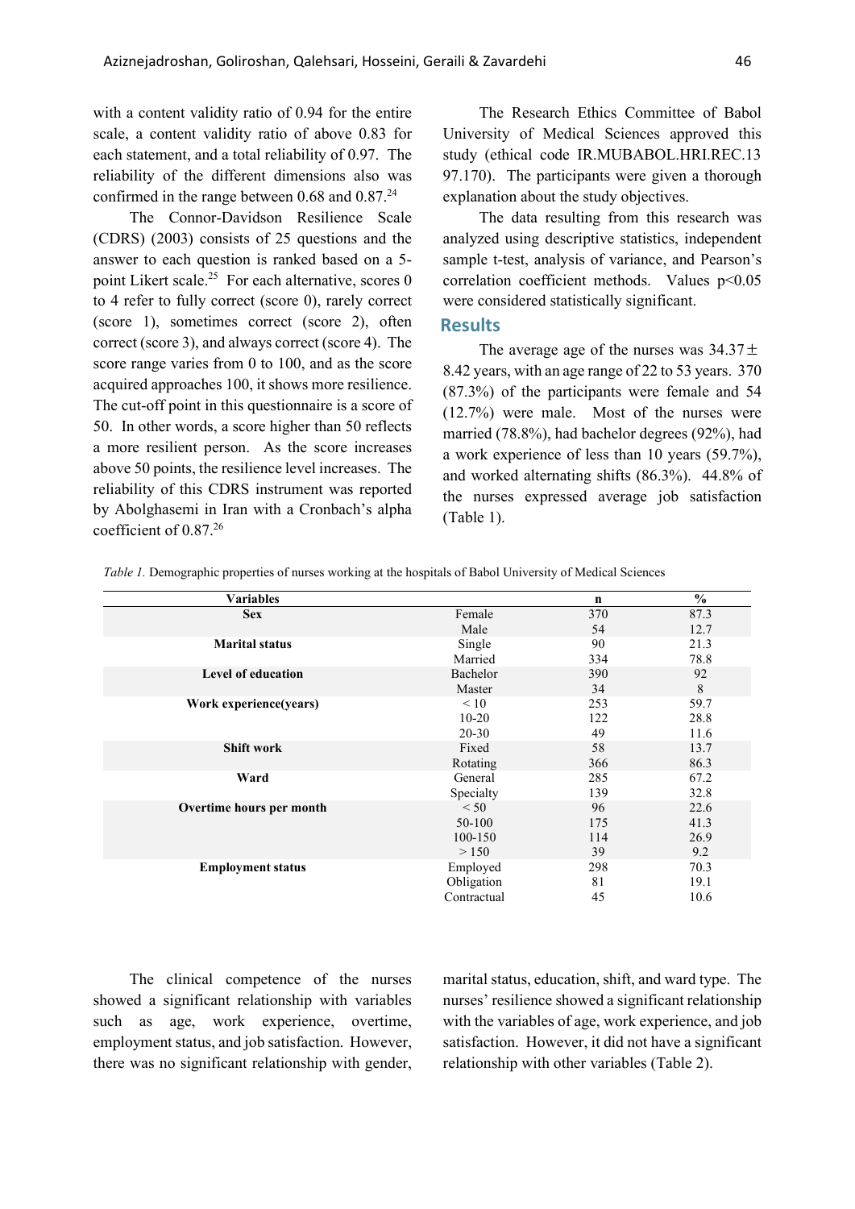with a content validity ratio of 0.94 for the entire scale, a content validity ratio of above 0.83 for each statement, and a total reliability of 0.97. The reliability of the different dimensions also was confirmed in the range between 0.68 and 0.87.[24]

The Connor-Davidson Resilience Scale (CDRS) (2003) consists of 25 questions and the answer to each question is ranked based on a 5-point Likert scale.[25] For each alternative, scores 0 to 4 refer to fully correct (score 0), rarely correct (score 1), sometimes correct (score 2), often correct (score 3), and always correct (score 4). The score range varies from 0 to 100, and as the score acquired approaches 100, it shows more resilience. The cut-off point in this questionnaire is a score of 50. In other words, a score higher than 50 reflects a more resilient person. As the score increases above 50 points, the resilience level increases. The reliability of this CDRS instrument was reported by Abolghasemi in Iran with a Cronbach's alpha coefficient of 0.87.[26]

The Research Ethics Committee of Babol University of Medical Sciences approved this study (ethical code IR.MUBABOL.HRI.REC.1397.170). The participants were given a thorough explanation about the study objectives.

The data resulting from this research was analyzed using descriptive statistics, independent sample t-test, analysis of variance, and Pearson's correlation coefficient methods. Values $p<0.05$ were considered statistically significant.

## Results

The average age of the nurses was $34.37 \pm 8.42$ years, with an age range of 22 to 53 years. 370 (87.3%) of the participants were female and 54 (12.7%) were male. Most of the nurses were married (78.8%), had bachelor degrees (92%), had a work experience of less than 10 years (59.7%), and worked alternating shifts (86.3%). 44.8% of the nurses expressed average job satisfaction (Table 1).

*Table 1.* Demographic properties of nurses working at the hospitals of Babol University of Medical Sciences

| Variables | | n | % |
|---|---|---|---|
| **Sex** | Female | 370 | 87.3 |
| | Male | 54 | 12.7 |
| **Marital status** | Single | 90 | 21.3 |
| | Married | 334 | 78.8 |
| **Level of education** | Bachelor | 390 | 92 |
| | Master | 34 | 8 |
| **Work experience(years)** | < 10 | 253 | 59.7 |
| | 10-20 | 122 | 28.8 |
| | 20-30 | 49 | 11.6 |
| **Shift work** | Fixed | 58 | 13.7 |
| | Rotating | 366 | 86.3 |
| **Ward** | General | 285 | 67.2 |
| | Specialty | 139 | 32.8 |
| **Overtime hours per month** | < 50 | 96 | 22.6 |
| | 50-100 | 175 | 41.3 |
| | 100-150 | 114 | 26.9 |
| | > 150 | 39 | 9.2 |
| **Employment status** | Employed | 298 | 70.3 |
| | Obligation | 81 | 19.1 |
| | Contractual | 45 | 10.6 |

The clinical competence of the nurses showed a significant relationship with variables such as age, work experience, overtime, employment status, and job satisfaction. However, there was no significant relationship with gender, marital status, education, shift, and ward type. The nurses' resilience showed a significant relationship with the variables of age, work experience, and job satisfaction. However, it did not have a significant relationship with other variables (Table 2).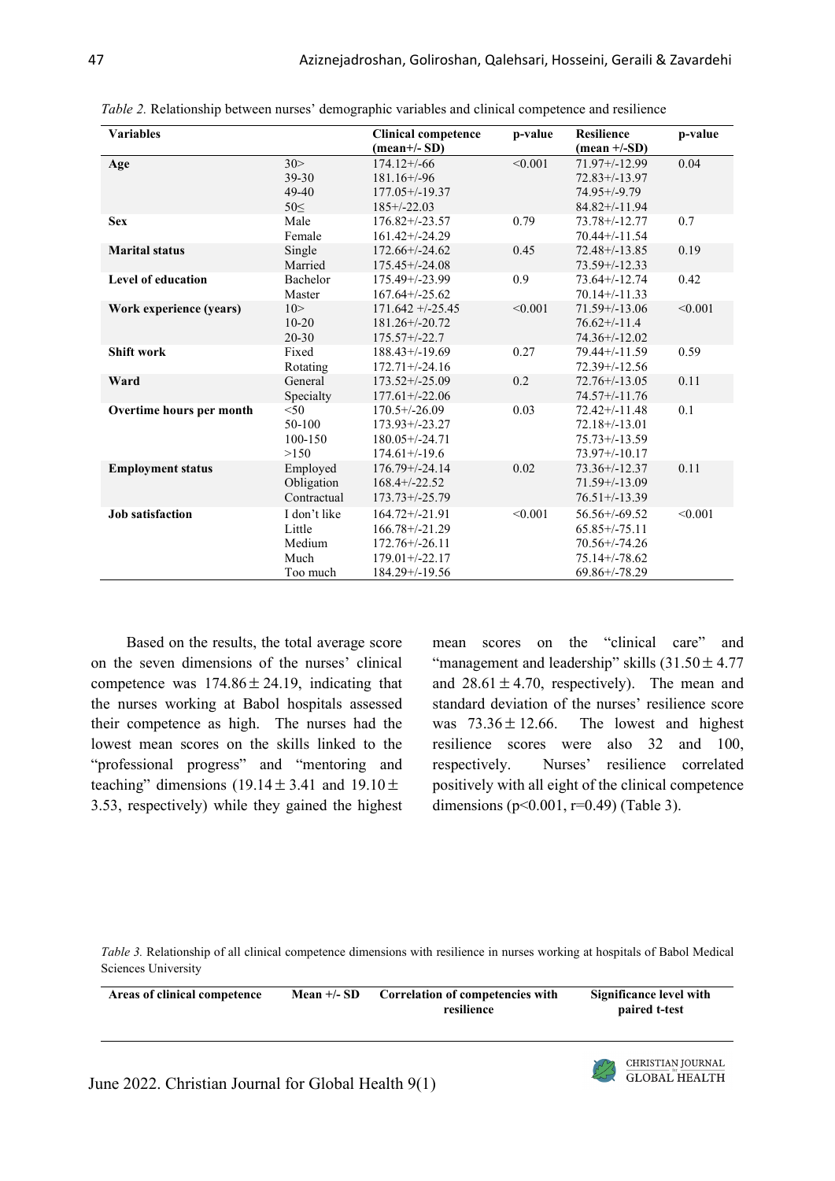*Table 2.* Relationship between nurses' demographic variables and clinical competence and resilience

| Variables | | Clinical competence (mean+/- SD) | p-value | Resilience (mean +/-SD) | p-value |
|---|---|---|---|---|---|
| **Age** | 30> | 174.12+/-66 | <0.001 | 71.97+/-12.99 | 0.04 |
| | 39-30 | 181.16+/-96 | | 72.83+/-13.97 | |
| | 49-40 | 177.05+/-19.37 | | 74.95+/-9.79 | |
| | 50≤ | 185+/-22.03 | | 84.82+/-11.94 | |
| **Sex** | Male | 176.82+/-23.57 | 0.79 | 73.78+/-12.77 | 0.7 |
| | Female | 161.42+/-24.29 | | 70.44+/-11.54 | |
| **Marital status** | Single | 172.66+/-24.62 | 0.45 | 72.48+/-13.85 | 0.19 |
| | Married | 175.45+/-24.08 | | 73.59+/-12.33 | |
| **Level of education** | Bachelor | 175.49+/-23.99 | 0.9 | 73.64+/-12.74 | 0.42 |
| | Master | 167.64+/-25.62 | | 70.14+/-11.33 | |
| **Work experience (years)** | 10> | 171.642 +/-25.45 | <0.001 | 71.59+/-13.06 | <0.001 |
| | 10-20 | 181.26+/-20.72 | | 76.62+/-11.4 | |
| | 20-30 | 175.57+/-22.7 | | 74.36+/-12.02 | |
| **Shift work** | Fixed | 188.43+/-19.69 | 0.27 | 79.44+/-11.59 | 0.59 |
| | Rotating | 172.71+/-24.16 | | 72.39+/-12.56 | |
| **Ward** | General | 173.52+/-25.09 | 0.2 | 72.76+/-13.05 | 0.11 |
| | Specialty | 177.61+/-22.06 | | 74.57+/-11.76 | |
| **Overtime hours per month** | <50 | 170.5+/-26.09 | 0.03 | 72.42+/-11.48 | 0.1 |
| | 50-100 | 173.93+/-23.27 | | 72.18+/-13.01 | |
| | 100-150 | 180.05+/-24.71 | | 75.73+/-13.59 | |
| | >150 | 174.61+/-19.6 | | 73.97+/-10.17 | |
| **Employment status** | Employed | 176.79+/-24.14 | 0.02 | 73.36+/-12.37 | 0.11 |
| | Obligation | 168.4+/-22.52 | | 71.59+/-13.09 | |
| | Contractual | 173.73+/-25.79 | | 76.51+/-13.39 | |
| **Job satisfaction** | I don't like | 164.72+/-21.91 | <0.001 | 56.56+/-69.52 | <0.001 |
| | Little | 166.78+/-21.29 | | 65.85+/-75.11 | |
| | Medium | 172.76+/-26.11 | | 70.56+/-74.26 | |
| | Much | 179.01+/-22.17 | | 75.14+/-78.62 | |
| | Too much | 184.29+/-19.56 | | 69.86+/-78.29 | |

Based on the results, the total average score on the seven dimensions of the nurses' clinical competence was $174.86 \pm 24.19$, indicating that the nurses working at Babol hospitals assessed their competence as high. The nurses had the lowest mean scores on the skills linked to the "professional progress" and "mentoring and teaching" dimensions ($19.14 \pm 3.41$ and $19.10 \pm 3.53$, respectively) while they gained the highest mean scores on the "clinical care" and "management and leadership" skills ($31.50 \pm 4.77$ and $28.61 \pm 4.70$, respectively). The mean and standard deviation of the nurses' resilience score was $73.36 \pm 12.66$. The lowest and highest resilience scores were also 32 and 100, respectively. Nurses' resilience correlated positively with all eight of the clinical competence dimensions ($p<0.001$, $r=0.49$) (Table 3).

*Table 3.* Relationship of all clinical competence dimensions with resilience in nurses working at hospitals of Babol Medical Sciences University

| Areas of clinical competence | Mean +/- SD | Correlation of competencies with resilience | Significance level with paired t-test |
|---|---|---|---|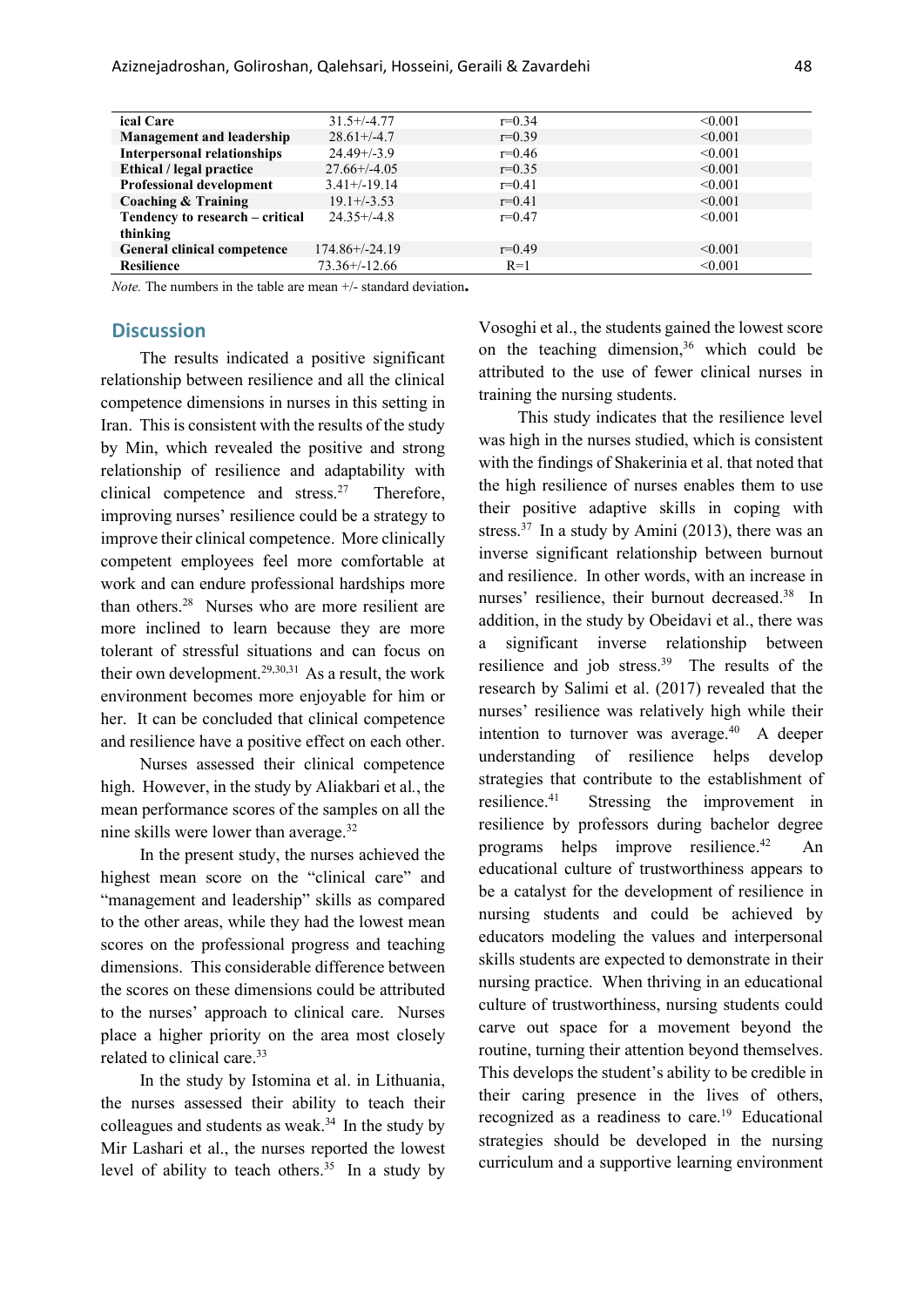| ical Care | 31.5+/-4.77 | r=0.34 | <0.001 |
|---|---|---|---|
| **Management and leadership** | 28.61+/-4.7 | r=0.39 | <0.001 |
| **Interpersonal relationships** | 24.49+/-3.9 | r=0.46 | <0.001 |
| **Ethical / legal practice** | 27.66+/-4.05 | r=0.35 | <0.001 |
| **Professional development** | 3.41+/-19.14 | r=0.41 | <0.001 |
| **Coaching & Training** | 19.1+/-3.53 | r=0.41 | <0.001 |
| **Tendency to research – critical thinking** | 24.35+/-4.8 | r=0.47 | <0.001 |
| **General clinical competence** | 174.86+/-24.19 | r=0.49 | <0.001 |
| **Resilience** | 73.36+/-12.66 | R=1 | <0.001 |

*Note.* The numbers in the table are mean +/- standard deviation**.**

## Discussion

The results indicated a positive significant relationship between resilience and all the clinical competence dimensions in nurses in this setting in Iran. This is consistent with the results of the study by Min, which revealed the positive and strong relationship of resilience and adaptability with clinical competence and stress.[27] Therefore, improving nurses' resilience could be a strategy to improve their clinical competence. More clinically competent employees feel more comfortable at work and can endure professional hardships more than others.[28] Nurses who are more resilient are more inclined to learn because they are more tolerant of stressful situations and can focus on their own development.[29,30,31] As a result, the work environment becomes more enjoyable for him or her. It can be concluded that clinical competence and resilience have a positive effect on each other.

Nurses assessed their clinical competence high. However, in the study by Aliakbari et al., the mean performance scores of the samples on all the nine skills were lower than average.[32]

In the present study, the nurses achieved the highest mean score on the "clinical care" and "management and leadership" skills as compared to the other areas, while they had the lowest mean scores on the professional progress and teaching dimensions. This considerable difference between the scores on these dimensions could be attributed to the nurses' approach to clinical care. Nurses place a higher priority on the area most closely related to clinical care.[33]

In the study by Istomina et al. in Lithuania, the nurses assessed their ability to teach their colleagues and students as weak.[34] In the study by Mir Lashari et al., the nurses reported the lowest level of ability to teach others.[35] In a study by Vosoghi et al., the students gained the lowest score on the teaching dimension,[36] which could be attributed to the use of fewer clinical nurses in training the nursing students.

This study indicates that the resilience level was high in the nurses studied, which is consistent with the findings of Shakerinia et al. that noted that the high resilience of nurses enables them to use their positive adaptive skills in coping with stress.[37] In a study by Amini (2013), there was an inverse significant relationship between burnout and resilience. In other words, with an increase in nurses' resilience, their burnout decreased.[38] In addition, in the study by Obeidavi et al., there was a significant inverse relationship between resilience and job stress.[39] The results of the research by Salimi et al. (2017) revealed that the nurses' resilience was relatively high while their intention to turnover was average.[40] A deeper understanding of resilience helps develop strategies that contribute to the establishment of resilience.[41] Stressing the improvement in resilience by professors during bachelor degree programs helps improve resilience.[42] An educational culture of trustworthiness appears to be a catalyst for the development of resilience in nursing students and could be achieved by educators modeling the values and interpersonal skills students are expected to demonstrate in their nursing practice. When thriving in an educational culture of trustworthiness, nursing students could carve out space for a movement beyond the routine, turning their attention beyond themselves. This develops the student's ability to be credible in their caring presence in the lives of others, recognized as a readiness to care.[19] Educational strategies should be developed in the nursing curriculum and a supportive learning environment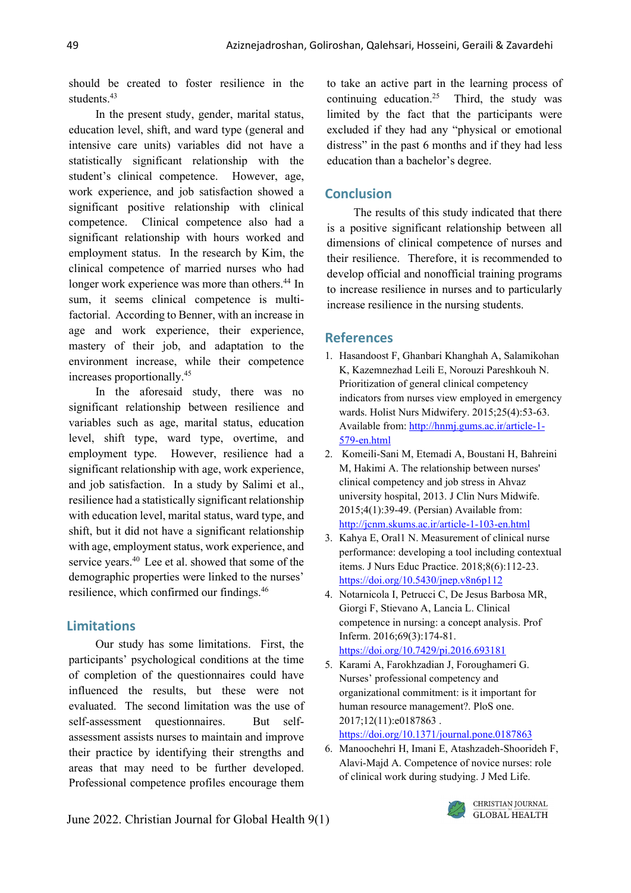should be created to foster resilience in the students.[43]

In the present study, gender, marital status, education level, shift, and ward type (general and intensive care units) variables did not have a statistically significant relationship with the student's clinical competence. However, age, work experience, and job satisfaction showed a significant positive relationship with clinical competence. Clinical competence also had a significant relationship with hours worked and employment status. In the research by Kim, the clinical competence of married nurses who had longer work experience was more than others.[44] In sum, it seems clinical competence is multi-factorial. According to Benner, with an increase in age and work experience, their experience, mastery of their job, and adaptation to the environment increase, while their competence increases proportionally.[45]

In the aforesaid study, there was no significant relationship between resilience and variables such as age, marital status, education level, shift type, ward type, overtime, and employment type. However, resilience had a significant relationship with age, work experience, and job satisfaction. In a study by Salimi et al., resilience had a statistically significant relationship with education level, marital status, ward type, and shift, but it did not have a significant relationship with age, employment status, work experience, and service years.[40] Lee et al. showed that some of the demographic properties were linked to the nurses' resilience, which confirmed our findings.[46]

## Limitations

Our study has some limitations. First, the participants' psychological conditions at the time of completion of the questionnaires could have influenced the results, but these were not evaluated. The second limitation was the use of self-assessment questionnaires. But self-assessment assists nurses to maintain and improve their practice by identifying their strengths and areas that may need to be further developed. Professional competence profiles encourage them to take an active part in the learning process of continuing education.[25] Third, the study was limited by the fact that the participants were excluded if they had any "physical or emotional distress" in the past 6 months and if they had less education than a bachelor's degree.

## Conclusion

The results of this study indicated that there is a positive significant relationship between all dimensions of clinical competence of nurses and their resilience. Therefore, it is recommended to develop official and nonofficial training programs to increase resilience in nurses and to particularly increase resilience in the nursing students.

## References

1. Hasandoost F, Ghanbari Khanghah A, Salamikohan K, Kazemnezhad Leili E, Norouzi Pareshkouh N. Prioritization of general clinical competency indicators from nurses view employed in emergency wards. Holist Nurs Midwifery. 2015;25(4):53-63. Available from: http://hnmj.gums.ac.ir/article-1-579-en.html
2. Komeili-Sani M, Etemadi A, Boustani H, Bahreini M, Hakimi A. The relationship between nurses' clinical competency and job stress in Ahvaz university hospital, 2013. J Clin Nurs Midwife. 2015;4(1):39-49. (Persian) Available from: http://jcnm.skums.ac.ir/article-1-103-en.html
3. Kahya E, Orall N. Measurement of clinical nurse performance: developing a tool including contextual items. J Nurs Educ Practice. 2018;8(6):112-23. https://doi.org/10.5430/jnep.v8n6p112
4. Notarnicola I, Petrucci C, De Jesus Barbosa MR, Giorgi F, Stievano A, Lancia L. Clinical competence in nursing: a concept analysis. Prof Inferm. 2016;69(3):174-81. https://doi.org/10.7429/pi.2016.693181
5. Karami A, Farokhzadian J, Foroughameri G. Nurses' professional competency and organizational commitment: is it important for human resource management?. PloS one. 2017;12(11):e0187863 . https://doi.org/10.1371/journal.pone.0187863
6. Manoochehri H, Imani E, Atashzadeh-Shoorideh F, Alavi-Majd A. Competence of novice nurses: role of clinical work during studying. J Med Life.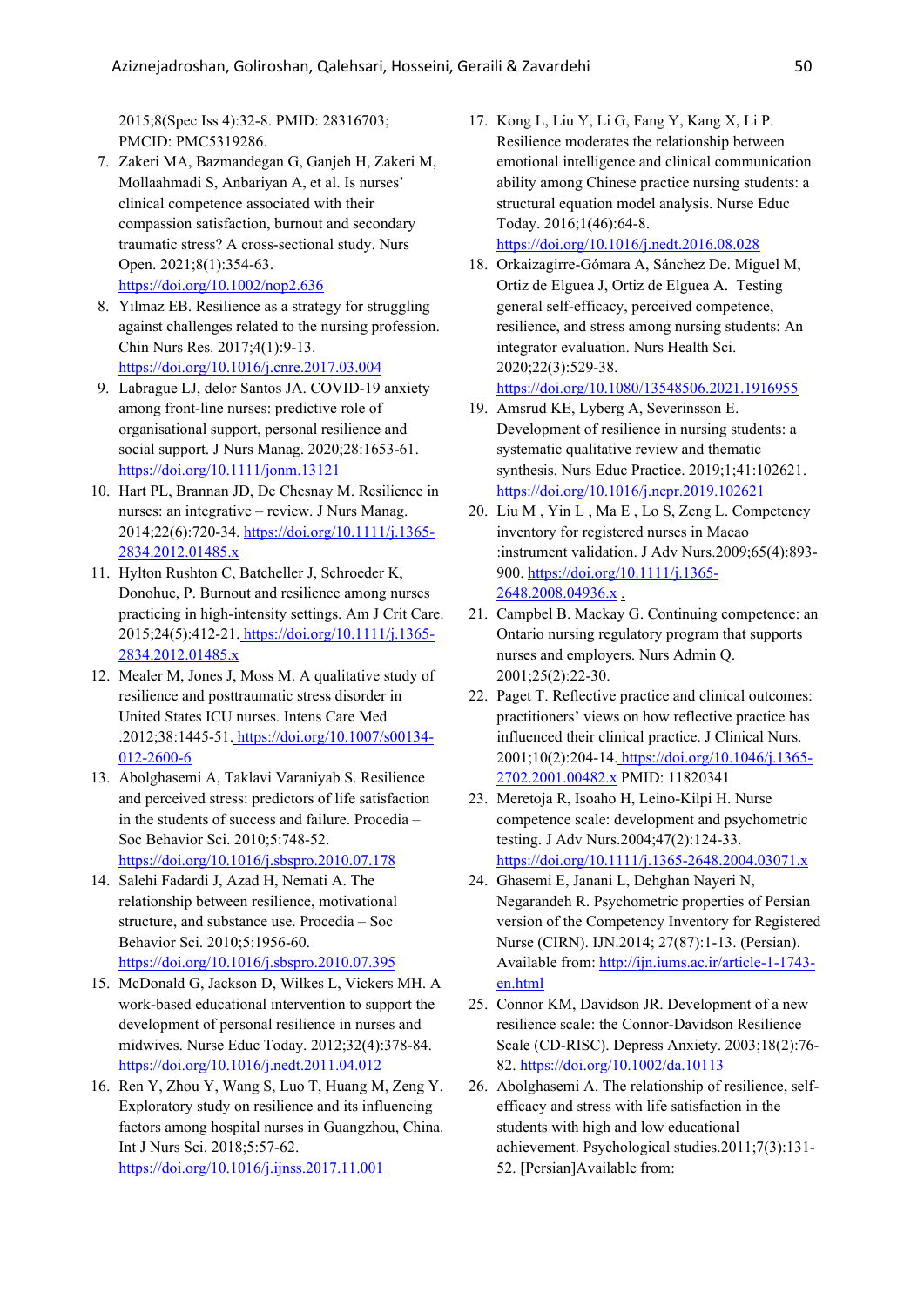2015;8(Spec Iss 4):32-8. PMID: 28316703; PMCID: PMC5319286.

7. Zakeri MA, Bazmandegan G, Ganjeh H, Zakeri M, Mollaahmadi S, Anbariyan A, et al. Is nurses' clinical competence associated with their compassion satisfaction, burnout and secondary traumatic stress? A cross-sectional study. Nurs Open. 2021;8(1):354-63. https://doi.org/10.1002/nop2.636
8. Yılmaz EB. Resilience as a strategy for struggling against challenges related to the nursing profession. Chin Nurs Res. 2017;4(1):9-13. https://doi.org/10.1016/j.cnre.2017.03.004
9. Labrague LJ, delor Santos JA. COVID-19 anxiety among front-line nurses: predictive role of organisational support, personal resilience and social support. J Nurs Manag. 2020;28:1653-61. https://doi.org/10.1111/jonm.13121
10. Hart PL, Brannan JD, De Chesnay M. Resilience in nurses: an integrative – review. J Nurs Manag. 2014;22(6):720-34. https://doi.org/10.1111/j.1365-2834.2012.01485.x
11. Hylton Rushton C, Batcheller J, Schroeder K, Donohue, P. Burnout and resilience among nurses practicing in high-intensity settings. Am J Crit Care. 2015;24(5):412-21. https://doi.org/10.1111/j.1365-2834.2012.01485.x
12. Mealer M, Jones J, Moss M. A qualitative study of resilience and posttraumatic stress disorder in United States ICU nurses. Intens Care Med .2012;38:1445-51. https://doi.org/10.1007/s00134-012-2600-6
13. Abolghasemi A, Taklavi Varaniyab S. Resilience and perceived stress: predictors of life satisfaction in the students of success and failure. Procedia – Soc Behavior Sci. 2010;5:748-52. https://doi.org/10.1016/j.sbspro.2010.07.178
14. Salehi Fadardi J, Azad H, Nemati A. The relationship between resilience, motivational structure, and substance use. Procedia – Soc Behavior Sci. 2010;5:1956-60. https://doi.org/10.1016/j.sbspro.2010.07.395
15. McDonald G, Jackson D, Wilkes L, Vickers MH. A work-based educational intervention to support the development of personal resilience in nurses and midwives. Nurse Educ Today. 2012;32(4):378-84. https://doi.org/10.1016/j.nedt.2011.04.012
16. Ren Y, Zhou Y, Wang S, Luo T, Huang M, Zeng Y. Exploratory study on resilience and its influencing factors among hospital nurses in Guangzhou, China. Int J Nurs Sci. 2018;5:57-62. https://doi.org/10.1016/j.ijnss.2017.11.001
17. Kong L, Liu Y, Li G, Fang Y, Kang X, Li P. Resilience moderates the relationship between emotional intelligence and clinical communication ability among Chinese practice nursing students: a structural equation model analysis. Nurse Educ Today. 2016;1(46):64-8. https://doi.org/10.1016/j.nedt.2016.08.028
18. Orkaizagirre-Gómara A, Sánchez De. Miguel M, Ortiz de Elguea J, Ortiz de Elguea A. Testing general self-efficacy, perceived competence, resilience, and stress among nursing students: An integrator evaluation. Nurs Health Sci. 2020;22(3):529-38. https://doi.org/10.1080/13548506.2021.1916955
19. Amsrud KE, Lyberg A, Severinsson E. Development of resilience in nursing students: a systematic qualitative review and thematic synthesis. Nurs Educ Practice. 2019;1;41:102621. https://doi.org/10.1016/j.nepr.2019.102621
20. Liu M , Yin L , Ma E , Lo S, Zeng L. Competency inventory for registered nurses in Macao :instrument validation. J Adv Nurs.2009;65(4):893-900. https://doi.org/10.1111/j.1365-2648.2008.04936.x .
21. Campbel B. Mackay G. Continuing competence: an Ontario nursing regulatory program that supports nurses and employers. Nurs Admin Q. 2001;25(2):22-30.
22. Paget T. Reflective practice and clinical outcomes: practitioners' views on how reflective practice has influenced their clinical practice. J Clinical Nurs. 2001;10(2):204-14. https://doi.org/10.1046/j.1365-2702.2001.00482.x PMID: 11820341
23. Meretoja R, Isoaho H, Leino-Kilpi H. Nurse competence scale: development and psychometric testing. J Adv Nurs.2004;47(2):124-33. https://doi.org/10.1111/j.1365-2648.2004.03071.x
24. Ghasemi E, Janani L, Dehghan Nayeri N, Negarandeh R. Psychometric properties of Persian version of the Competency Inventory for Registered Nurse (CIRN). IJN.2014; 27(87):1-13. (Persian). Available from: http://ijn.iums.ac.ir/article-1-1743-en.html
25. Connor KM, Davidson JR. Development of a new resilience scale: the Connor-Davidson Resilience Scale (CD-RISC). Depress Anxiety. 2003;18(2):76-82. https://doi.org/10.1002/da.10113
26. Abolghasemi A. The relationship of resilience, self-efficacy and stress with life satisfaction in the students with high and low educational achievement. Psychological studies.2011;7(3):131-52. [Persian]Available from: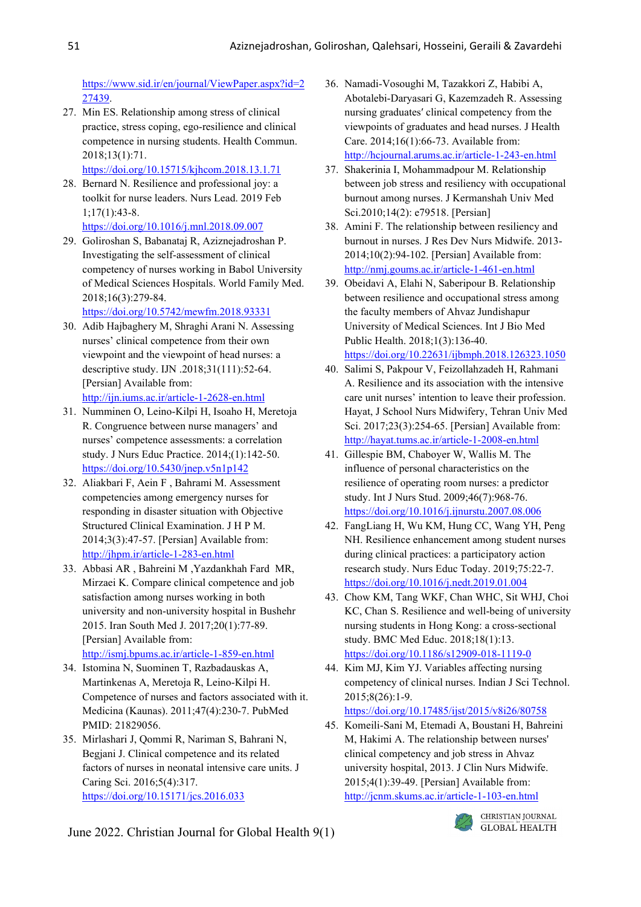https://www.sid.ir/en/journal/ViewPaper.aspx?id=227439.

27. Min ES. Relationship among stress of clinical practice, stress coping, ego-resilience and clinical competence in nursing students. Health Commun. 2018;13(1):71. https://doi.org/10.15715/kjhcom.2018.13.1.71
28. Bernard N. Resilience and professional joy: a toolkit for nurse leaders. Nurs Lead. 2019 Feb 1;17(1):43-8. https://doi.org/10.1016/j.mnl.2018.09.007
29. Goliroshan S, Babanataj R, Aziznejadroshan P. Investigating the self-assessment of clinical competency of nurses working in Babol University of Medical Sciences Hospitals. World Family Med. 2018;16(3):279-84. https://doi.org/10.5742/mewfm.2018.93331
30. Adib Hajbaghery M, Shraghi Arani N. Assessing nurses' clinical competence from their own viewpoint and the viewpoint of head nurses: a descriptive study. IJN .2018;31(111):52-64. [Persian] Available from: http://ijn.iums.ac.ir/article-1-2628-en.html
31. Numminen O, Leino-Kilpi H, Isoaho H, Meretoja R. Congruence between nurse managers' and nurses' competence assessments: a correlation study. J Nurs Educ Practice. 2014;(1):142-50. https://doi.org/10.5430/jnep.v5n1p142
32. Aliakbari F, Aein F , Bahrami M. Assessment competencies among emergency nurses for responding in disaster situation with Objective Structured Clinical Examination. J H P M. 2014;3(3):47-57. [Persian] Available from: http://jhpm.ir/article-1-283-en.html
33. Abbasi AR , Bahreini M ,Yazdankhah Fard MR, Mirzaei K. Compare clinical competence and job satisfaction among nurses working in both university and non-university hospital in Bushehr 2015. Iran South Med J. 2017;20(1):77-89. [Persian] Available from: http://ismj.bpums.ac.ir/article-1-859-en.html
34. Istomina N, Suominen T, Razbadauskas A, Martinkenas A, Meretoja R, Leino-Kilpi H. Competence of nurses and factors associated with it. Medicina (Kaunas). 2011;47(4):230-7. PubMed PMID: 21829056.
35. Mirlashari J, Qommi R, Nariman S, Bahrani N, Begjani J. Clinical competence and its related factors of nurses in neonatal intensive care units. J Caring Sci. 2016;5(4):317. https://doi.org/10.15171/jcs.2016.033
36. Namadi-Vosoughi M, Tazakkori Z, Habibi A, Abotalebi-Daryasari G, Kazemzadeh R. Assessing nursing graduates′ clinical competency from the viewpoints of graduates and head nurses. J Health Care. 2014;16(1):66-73. Available from: http://hcjournal.arums.ac.ir/article-1-243-en.html
37. Shakerinia I, Mohammadpour M. Relationship between job stress and resiliency with occupational burnout among nurses. J Kermanshah Univ Med Sci.2010;14(2): e79518. [Persian]
38. Amini F. The relationship between resiliency and burnout in nurses. J Res Dev Nurs Midwife. 2013-2014;10(2):94-102. [Persian] Available from: http://nmj.goums.ac.ir/article-1-461-en.html
39. Obeidavi A, Elahi N, Saberipour B. Relationship between resilience and occupational stress among the faculty members of Ahvaz Jundishapur University of Medical Sciences. Int J Bio Med Public Health. 2018;1(3):136-40. https://doi.org/10.22631/ijbmph.2018.126323.1050
40. Salimi S, Pakpour V, Feizollahzadeh H, Rahmani A. Resilience and its association with the intensive care unit nurses' intention to leave their profession. Hayat, J School Nurs Midwifery, Tehran Univ Med Sci. 2017;23(3):254-65. [Persian] Available from: http://hayat.tums.ac.ir/article-1-2008-en.html
41. Gillespie BM, Chaboyer W, Wallis M. The influence of personal characteristics on the resilience of operating room nurses: a predictor study. Int J Nurs Stud. 2009;46(7):968-76. https://doi.org/10.1016/j.ijnurstu.2007.08.006
42. FangLiang H, Wu KM, Hung CC, Wang YH, Peng NH. Resilience enhancement among student nurses during clinical practices: a participatory action research study. Nurs Educ Today. 2019;75:22-7. https://doi.org/10.1016/j.nedt.2019.01.004
43. Chow KM, Tang WKF, Chan WHC, Sit WHJ, Choi KC, Chan S. Resilience and well-being of university nursing students in Hong Kong: a cross-sectional study. BMC Med Educ. 2018;18(1):13. https://doi.org/10.1186/s12909-018-1119-0
44. Kim MJ, Kim YJ. Variables affecting nursing competency of clinical nurses. Indian J Sci Technol. 2015;8(26):1-9. https://doi.org/10.17485/ijst/2015/v8i26/80758
45. Komeili-Sani M, Etemadi A, Boustani H, Bahreini M, Hakimi A. The relationship between nurses' clinical competency and job stress in Ahvaz university hospital, 2013. J Clin Nurs Midwife. 2015;4(1):39-49. [Persian] Available from: http://jcnm.skums.ac.ir/article-1-103-en.html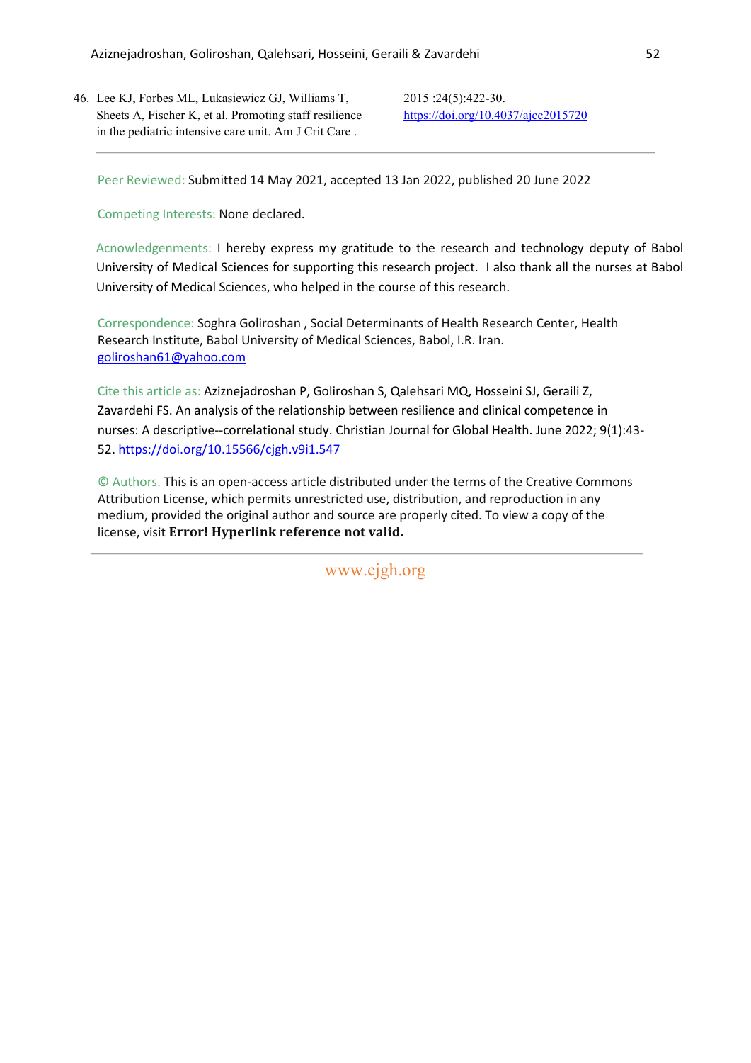46. Lee KJ, Forbes ML, Lukasiewicz GJ, Williams T, Sheets A, Fischer K, et al. Promoting staff resilience in the pediatric intensive care unit. Am J Crit Care . 2015 :24(5):422-30. https://doi.org/10.4037/ajcc2015720

---

Peer Reviewed: Submitted 14 May 2021, accepted 13 Jan 2022, published 20 June 2022

Competing Interests: None declared.

Acnowledgements: I hereby express my gratitude to the research and technology deputy of Babol University of Medical Sciences for supporting this research project. I also thank all the nurses at Babol University of Medical Sciences, who helped in the course of this research.

Correspondence: Soghra Goliroshan , Social Determinants of Health Research Center, Health Research Institute, Babol University of Medical Sciences, Babol, I.R. Iran. goliroshan61@yahoo.com

Cite this article as: Aziznejadroshan P, Goliroshan S, Qalehsari MQ, Hosseini SJ, Geraili Z, Zavardehi FS. An analysis of the relationship between resilience and clinical competence in nurses: A descriptive--correlational study. Christian Journal for Global Health. June 2022; 9(1):43-52. https://doi.org/10.15566/cjgh.v9i1.547

© Authors. This is an open-access article distributed under the terms of the Creative Commons Attribution License, which permits unrestricted use, distribution, and reproduction in any medium, provided the original author and source are properly cited. To view a copy of the license, visit **Error! Hyperlink reference not valid.**

---

www.cjgh.org